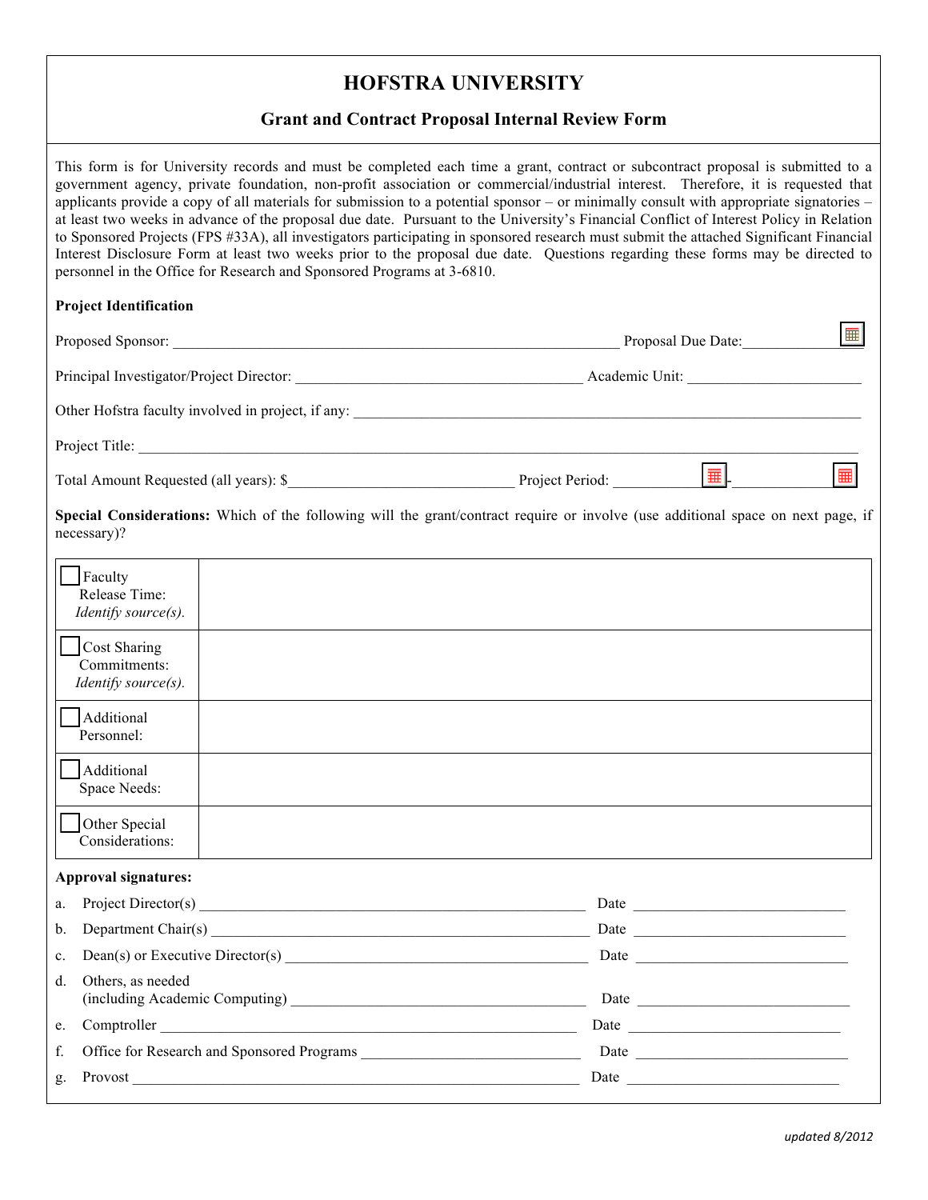# HOFSTRA UNIVERSITY

## Grant and Contract Proposal Internal Review Form

This form is for University records and must be completed each time a grant, contract or subcontract proposal is submitted to a government agency, private foundation, non-profit association or commercial/industrial interest. Therefore, it is requested that applicants provide a copy of all materials for submission to a potential sponsor – or minimally consult with appropriate signatories – at least two weeks in advance of the proposal due date. Pursuant to the University's Financial Conflict of Interest Policy in Relation to Sponsored Projects (FPS #33A), all investigators participating in sponsored research must submit the attached Significant Financial Interest Disclosure Form at least two weeks prior to the proposal due date. Questions regarding these forms may be directed to personnel in the Office for Research and Sponsored Programs at 3-6810.

**Project Identification**

Proposed Sponsor: ______________________________ Proposal Due Date: ______________

Principal Investigator/Project Director: ______________________________ Academic Unit: ______________

Other Hofstra faculty involved in project, if any: ______________________________

Project Title: ______________________________

Total Amount Requested (all years): $______________________________ Project Period: ______________ - ______________

**Special Considerations:** Which of the following will the grant/contract require or involve (use additional space on next page, if necessary)?

| | |
|---|---|
| ☐ Faculty Release Time: *Identify source(s).* | |
| ☐ Cost Sharing Commitments: *Identify source(s).* | |
| ☐ Additional Personnel: | |
| ☐ Additional Space Needs: | |
| ☐ Other Special Considerations: | |

**Approval signatures:**

a. Project Director(s) ______________________________ Date ______________

b. Department Chair(s) ______________________________ Date ______________

c. Dean(s) or Executive Director(s) ______________________________ Date ______________

d. Others, as needed (including Academic Computing) ______________________________ Date ______________

e. Comptroller ______________________________ Date ______________

f. Office for Research and Sponsored Programs ______________________________ Date ______________

g. Provost ______________________________ Date ______________

*updated 8/2012*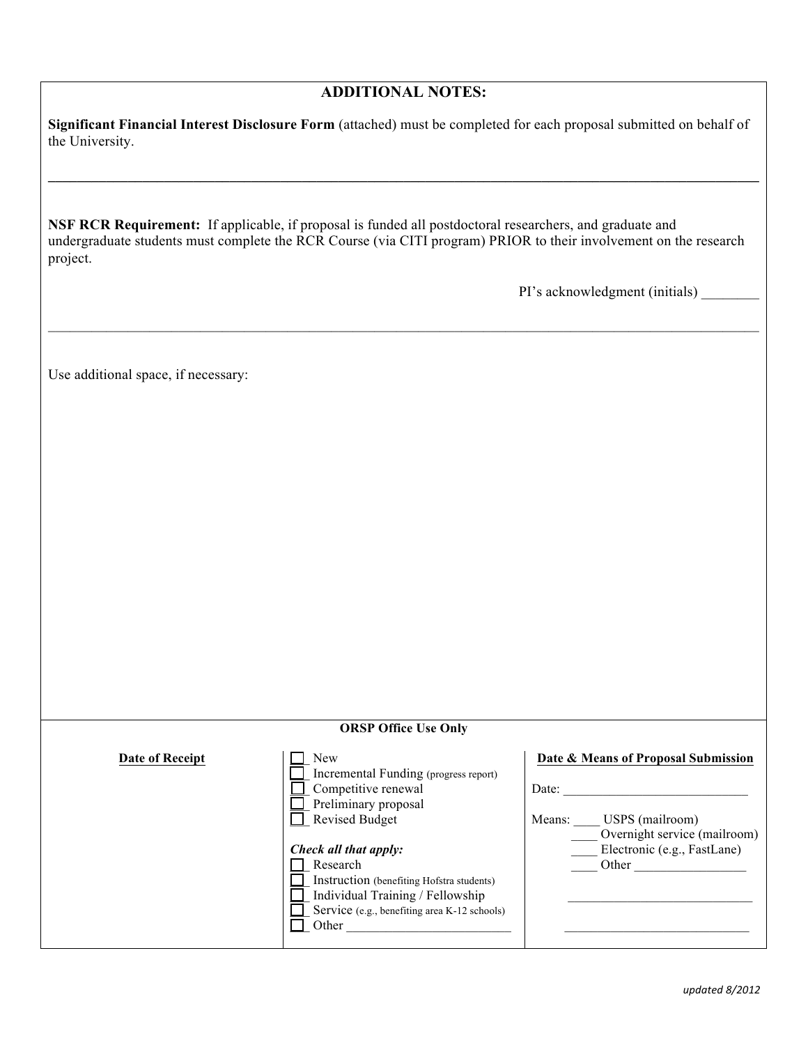## ADDITIONAL NOTES:

**Significant Financial Interest Disclosure Form** (attached) must be completed for each proposal submitted on behalf of the University.

---

**NSF RCR Requirement:** If applicable, if proposal is funded all postdoctoral researchers, and graduate and undergraduate students must complete the RCR Course (via CITI program) PRIOR to their involvement on the research project.

PI's acknowledgment (initials) ________

---

Use additional space, if necessary:

**ORSP Office Use Only**

| Date of Receipt | | Date & Means of Proposal Submission |
|---|---|---|
| | ☐ New<br>☐ Incremental Funding (progress report)<br>☐ Competitive renewal<br>☐ Preliminary proposal<br>☐ Revised Budget<br><br>*Check all that apply:*<br>☐ Research<br>☐ Instruction (benefiting Hofstra students)<br>☐ Individual Training / Fellowship<br>☐ Service (e.g., benefiting area K-12 schools)<br>☐ Other ________________________ | Date: ___________________________<br><br>Means: ____ USPS (mailroom)<br>____ Overnight service (mailroom)<br>____ Electronic (e.g., FastLane)<br>____ Other ________________<br><br>___________________________<br><br>___________________________ |

updated 8/2012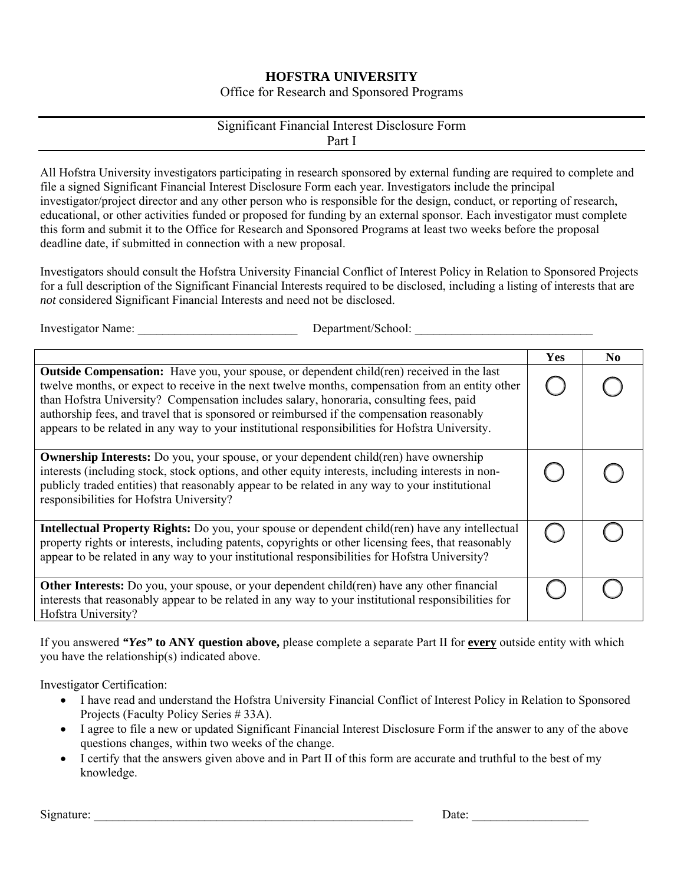**HOFSTRA UNIVERSITY**

Office for Research and Sponsored Programs

---

Significant Financial Interest Disclosure Form

Part I

---

All Hofstra University investigators participating in research sponsored by external funding are required to complete and file a signed Significant Financial Interest Disclosure Form each year. Investigators include the principal investigator/project director and any other person who is responsible for the design, conduct, or reporting of research, educational, or other activities funded or proposed for funding by an external sponsor. Each investigator must complete this form and submit it to the Office for Research and Sponsored Programs at least two weeks before the proposal deadline date, if submitted in connection with a new proposal.

Investigators should consult the Hofstra University Financial Conflict of Interest Policy in Relation to Sponsored Projects for a full description of the Significant Financial Interests required to be disclosed, including a listing of interests that are *not* considered Significant Financial Interests and need not be disclosed.

Investigator Name: ___________________________ Department/School: ______________________________

| | Yes | No |
|---|---|---|
| **Outside Compensation:** Have you, your spouse, or dependent child(ren) received in the last twelve months, or expect to receive in the next twelve months, compensation from an entity other than Hofstra University? Compensation includes salary, honoraria, consulting fees, paid authorship fees, and travel that is sponsored or reimbursed if the compensation reasonably appears to be related in any way to your institutional responsibilities for Hofstra University. | ◯ | ◯ |
| **Ownership Interests:** Do you, your spouse, or your dependent child(ren) have ownership interests (including stock, stock options, and other equity interests, including interests in non-publicly traded entities) that reasonably appear to be related in any way to your institutional responsibilities for Hofstra University? | ◯ | ◯ |
| **Intellectual Property Rights:** Do you, your spouse or dependent child(ren) have any intellectual property rights or interests, including patents, copyrights or other licensing fees, that reasonably appear to be related in any way to your institutional responsibilities for Hofstra University? | ◯ | ◯ |
| **Other Interests:** Do you, your spouse, or your dependent child(ren) have any other financial interests that reasonably appear to be related in any way to your institutional responsibilities for Hofstra University? | ◯ | ◯ |

If you answered ***"Yes"* to ANY question above,** please complete a separate Part II for **every** outside entity with which you have the relationship(s) indicated above.

Investigator Certification:

- I have read and understand the Hofstra University Financial Conflict of Interest Policy in Relation to Sponsored Projects (Faculty Policy Series # 33A).
- I agree to file a new or updated Significant Financial Interest Disclosure Form if the answer to any of the above questions changes, within two weeks of the change.
- I certify that the answers given above and in Part II of this form are accurate and truthful to the best of my knowledge.

Signature: ________________________________________________________ Date: ____________________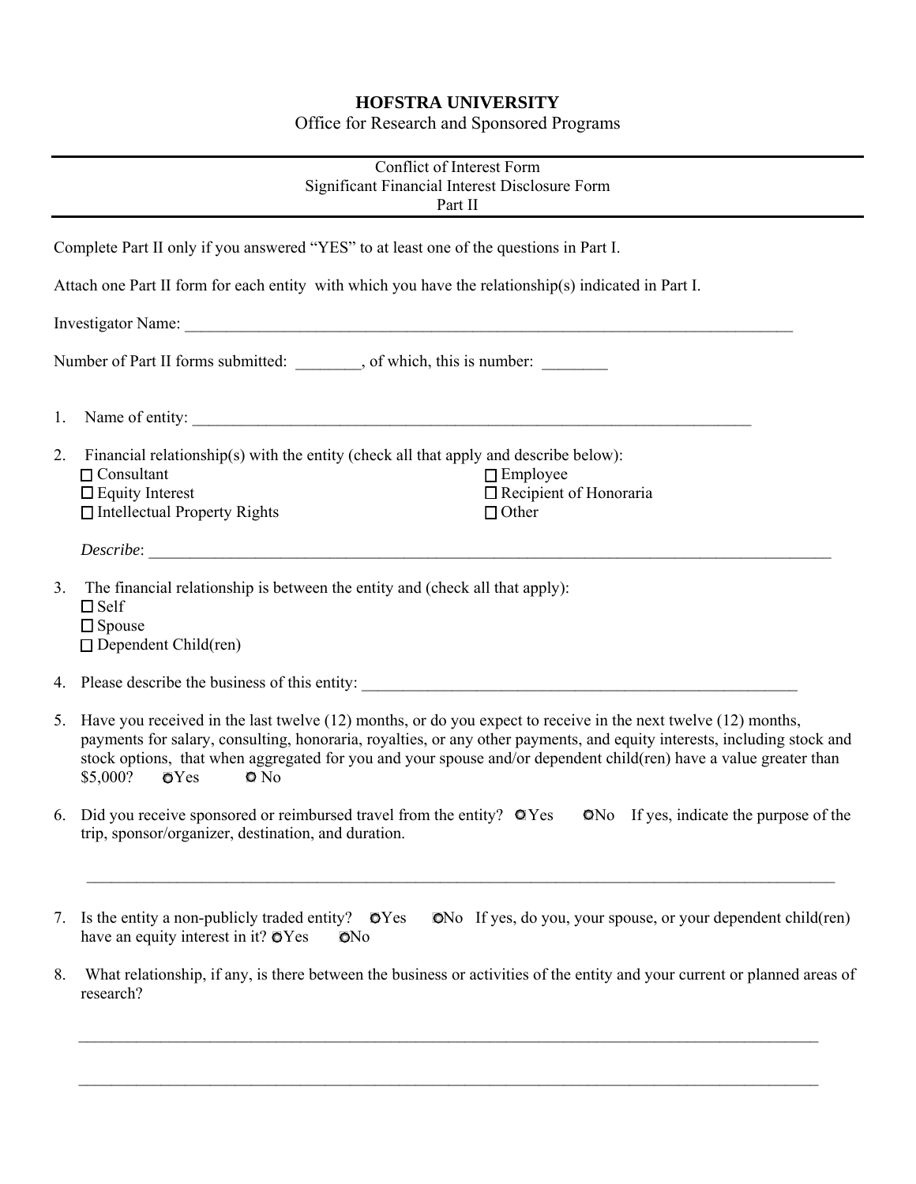**HOFSTRA UNIVERSITY**

Office for Research and Sponsored Programs

---

Conflict of Interest Form
Significant Financial Interest Disclosure Form
Part II

---

Complete Part II only if you answered "YES" to at least one of the questions in Part I.

Attach one Part II form for each entity with which you have the relationship(s) indicated in Part I.

Investigator Name: ______________________________________________________________________________

Number of Part II forms submitted: ________, of which, this is number: ________

1. Name of entity: ________________________________________________________________________

2. Financial relationship(s) with the entity (check all that apply and describe below):
   - ☐ Consultant
   - ☐ Employee
   - ☐ Equity Interest
   - ☐ Recipient of Honoraria
   - ☐ Intellectual Property Rights
   - ☐ Other

   *Describe*: ________________________________________________________________________________________

3. The financial relationship is between the entity and (check all that apply):
   - ☐ Self
   - ☐ Spouse
   - ☐ Dependent Child(ren)

4. Please describe the business of this entity: _________________________________________________________

5. Have you received in the last twelve (12) months, or do you expect to receive in the next twelve (12) months, payments for salary, consulting, honoraria, royalties, or any other payments, and equity interests, including stock and stock options, that when aggregated for you and your spouse and/or dependent child(ren) have a value greater than $5,000? ○ Yes ○ No

6. Did you receive sponsored or reimbursed travel from the entity? ○ Yes ○ No If yes, indicate the purpose of the trip, sponsor/organizer, destination, and duration.

   ____________________________________________________________________________________________

7. Is the entity a non-publicly traded entity? ○ Yes ○ No If yes, do you, your spouse, or your dependent child(ren) have an equity interest in it? ○ Yes ○ No

8. What relationship, if any, is there between the business or activities of the entity and your current or planned areas of research?

   ____________________________________________________________________________________________

   ____________________________________________________________________________________________